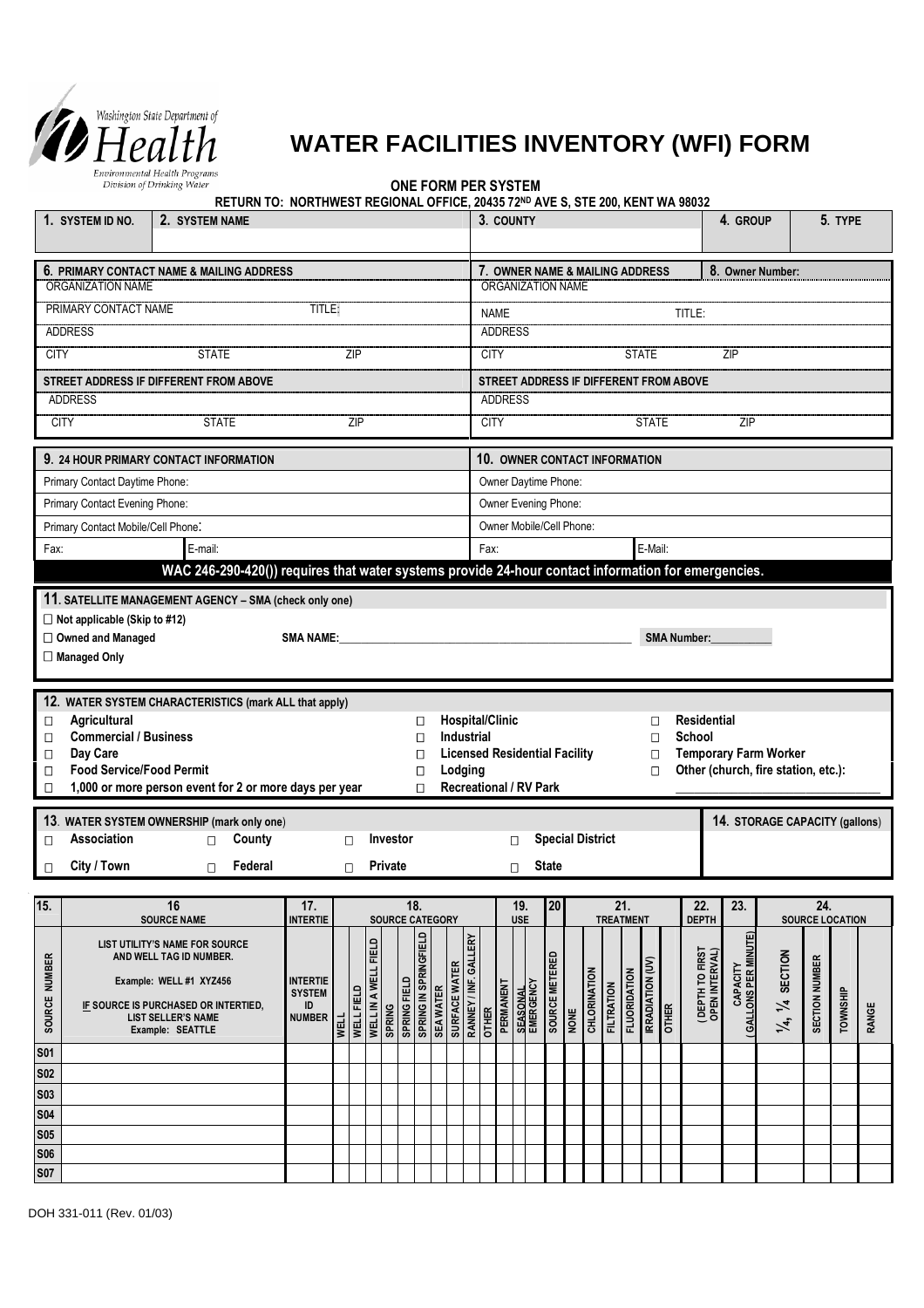Washington State Department of Health
Environmental Health Programs
Division of Drinking Water

# WATER FACILITIES INVENTORY (WFI) FORM

**ONE FORM PER SYSTEM**

**RETURN TO: NORTHWEST REGIONAL OFFICE, 20435 72ND AVE S, STE 200, KENT WA 98032**

| 1. SYSTEM ID NO. | 2. SYSTEM NAME | 3. COUNTY | 4. GROUP | 5. TYPE |
|---|---|---|---|---|
| | | | | |

| 6. PRIMARY CONTACT NAME & MAILING ADDRESS | 7. OWNER NAME & MAILING ADDRESS / 8. Owner Number: |
|---|---|
| ORGANIZATION NAME | ORGANIZATION NAME |
| PRIMARY CONTACT NAME TITLE: | NAME TITLE: |
| ADDRESS | ADDRESS |
| CITY STATE ZIP | CITY STATE ZIP |
| **STREET ADDRESS IF DIFFERENT FROM ABOVE** | **STREET ADDRESS IF DIFFERENT FROM ABOVE** |
| ADDRESS | ADDRESS |
| CITY STATE ZIP | CITY STATE ZIP |

| 9. 24 HOUR PRIMARY CONTACT INFORMATION | | 10. OWNER CONTACT INFORMATION | |
|---|---|---|---|
| Primary Contact Daytime Phone: | | Owner Daytime Phone: | |
| Primary Contact Evening Phone: | | Owner Evening Phone: | |
| Primary Contact Mobile/Cell Phone: | | Owner Mobile/Cell Phone: | |
| Fax: | E-mail: | Fax: | E-Mail: |

**WAC 246-290-420()) requires that water systems provide 24-hour contact information for emergencies.**

**11. SATELLITE MANAGEMENT AGENCY – SMA (check only one)**

- ☐ **Not applicable (Skip to #12)**
- ☐ **Owned and Managed** **SMA NAME:**\_\_\_\_\_\_\_\_\_\_\_\_\_\_\_\_\_\_\_\_\_\_\_\_\_\_\_\_ **SMA Number:**\_\_\_\_\_\_\_\_\_\_
- ☐ **Managed Only**

**12. WATER SYSTEM CHARACTERISTICS (mark ALL that apply)**

- ☐ **Agricultural**
- ☐ **Commercial / Business**
- ☐ **Day Care**
- ☐ **Food Service/Food Permit**
- ☐ **1,000 or more person event for 2 or more days per year**
- ☐ **Hospital/Clinic**
- ☐ **Industrial**
- ☐ **Licensed Residential Facility**
- ☐ **Lodging**
- ☐ **Recreational / RV Park**
- ☐ **Residential**
- ☐ **School**
- ☐ **Temporary Farm Worker**
- ☐ **Other (church, fire station, etc.):** \_\_\_\_\_\_\_\_\_\_\_\_\_\_\_\_

**13. WATER SYSTEM OWNERSHIP (mark only one)**

- ☐ **Association**
- ☐ **County**
- ☐ **Investor**
- ☐ **Special District**
- ☐ **City / Town**
- ☐ **Federal**
- ☐ **Private**
- ☐ **State**

**14. STORAGE CAPACITY (gallons)**

| 15. | 16. SOURCE NAME | 17. INTERTIE | 18. SOURCE CATEGORY | | | | | | | | | | 19. USE | | | 20 | 21. TREATMENT | | | | | | 22. DEPTH | 23. | 24. SOURCE LOCATION | | | |
|---|---|---|---|---|---|---|---|---|---|---|---|---|---|---|---|---|---|---|---|---|---|---|---|---|---|---|---|---|
| SOURCE NUMBER | LIST UTILITY'S NAME FOR SOURCE AND WELL TAG ID NUMBER. Example: WELL #1 XYZ456 IF SOURCE IS PURCHASED OR INTERTIED, LIST SELLER'S NAME Example: SEATTLE | INTERTIE SYSTEM ID NUMBER | WELL | WELL FIELD | WELL IN A WELL FIELD | SPRING | SPRING FIELD | SPRING IN SPRINGFIELD | SEA WATER | SURFACE WATER | RANNEY / INF. GALLERY | OTHER | PERMANENT | SEASONAL | EMERGENCY | SOURCE METERED | NONE | CHLORINATION | FILTRATION | FLUORIDATION | IRRADIATION (UV) | OTHER | DEPTH TO FIRST OPEN INTERVAL | CAPACITY (GALLONS PER MINUTE) | 1/4, 1/4 SECTION | SECTION NUMBER | TOWNSHIP | RANGE |
| S01 | | | | | | | | | | | | | | | | | | | | | | | | | | | | |
| S02 | | | | | | | | | | | | | | | | | | | | | | | | | | | | |
| S03 | | | | | | | | | | | | | | | | | | | | | | | | | | | | |
| S04 | | | | | | | | | | | | | | | | | | | | | | | | | | | | |
| S05 | | | | | | | | | | | | | | | | | | | | | | | | | | | | |
| S06 | | | | | | | | | | | | | | | | | | | | | | | | | | | | |
| S07 | | | | | | | | | | | | | | | | | | | | | | | | | | | | |

DOH 331-011 (Rev. 01/03)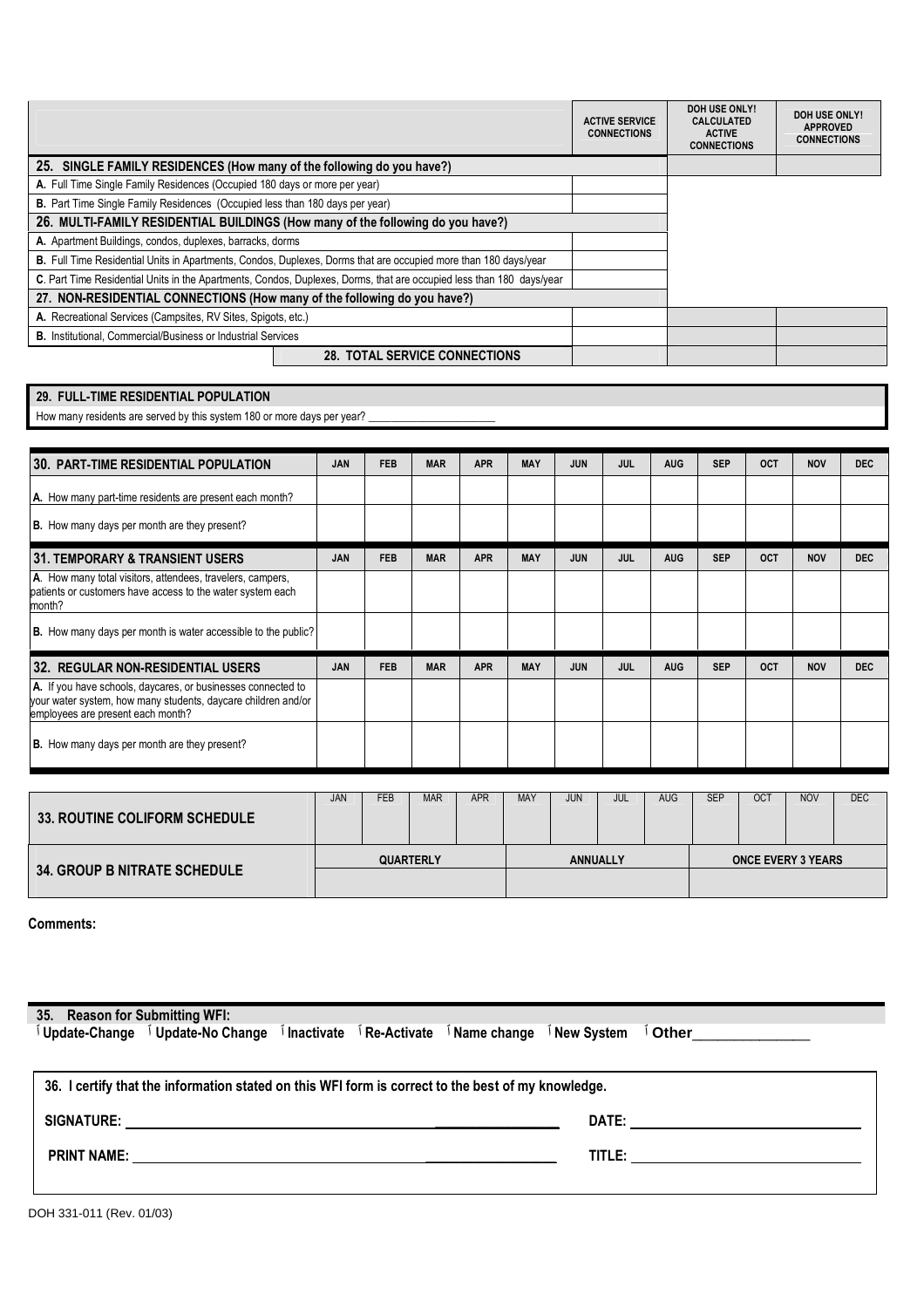| | ACTIVE SERVICE CONNECTIONS | DOH USE ONLY! CALCULATED ACTIVE CONNECTIONS | DOH USE ONLY! APPROVED CONNECTIONS |
|---|---|---|---|
| **25. SINGLE FAMILY RESIDENCES (How many of the following do you have?)** | | | |
| **A.** Full Time Single Family Residences (Occupied 180 days or more per year) | | | |
| **B.** Part Time Single Family Residences (Occupied less than 180 days per year) | | | |
| **26. MULTI-FAMILY RESIDENTIAL BUILDINGS (How many of the following do you have?)** | | | |
| **A.** Apartment Buildings, condos, duplexes, barracks, dorms | | | |
| **B.** Full Time Residential Units in Apartments, Condos, Duplexes, Dorms that are occupied more than 180 days/year | | | |
| **C.** Part Time Residential Units in the Apartments, Condos, Duplexes, Dorms, that are occupied less than 180 days/year | | | |
| **27. NON-RESIDENTIAL CONNECTIONS (How many of the following do you have?)** | | | |
| **A.** Recreational Services (Campsites, RV Sites, Spigots, etc.) | | | |
| **B.** Institutional, Commercial/Business or Industrial Services | | | |
| **28. TOTAL SERVICE CONNECTIONS** | | | |

**29. FULL-TIME RESIDENTIAL POPULATION**

How many residents are served by this system 180 or more days per year? ____________________

| 30. PART-TIME RESIDENTIAL POPULATION | JAN | FEB | MAR | APR | MAY | JUN | JUL | AUG | SEP | OCT | NOV | DEC |
|---|---|---|---|---|---|---|---|---|---|---|---|---|
| **A.** How many part-time residents are present each month? | | | | | | | | | | | | |
| **B.** How many days per month are they present? | | | | | | | | | | | | |

| 31. TEMPORARY & TRANSIENT USERS | JAN | FEB | MAR | APR | MAY | JUN | JUL | AUG | SEP | OCT | NOV | DEC |
|---|---|---|---|---|---|---|---|---|---|---|---|---|
| **A.** How many total visitors, attendees, travelers, campers, patients or customers have access to the water system each month? | | | | | | | | | | | | |
| **B.** How many days per month is water accessible to the public? | | | | | | | | | | | | |

| 32. REGULAR NON-RESIDENTIAL USERS | JAN | FEB | MAR | APR | MAY | JUN | JUL | AUG | SEP | OCT | NOV | DEC |
|---|---|---|---|---|---|---|---|---|---|---|---|---|
| **A.** If you have schools, daycares, or businesses connected to your water system, how many students, daycare children and/or employees are present each month? | | | | | | | | | | | | |
| **B.** How many days per month are they present? | | | | | | | | | | | | |

| | JAN | FEB | MAR | APR | MAY | JUN | JUL | AUG | SEP | OCT | NOV | DEC |
|---|---|---|---|---|---|---|---|---|---|---|---|---|
| **33. ROUTINE COLIFORM SCHEDULE** | | | | | | | | | | | | |

| | QUARTERLY | ANNUALLY | ONCE EVERY 3 YEARS |
|---|---|---|---|
| **34. GROUP B NITRATE SCHEDULE** | | | |

**Comments:**

**35. Reason for Submitting WFI:**

☐ **Update-Change** ☐ **Update-No Change** ☐ **Inactivate** ☐ **Re-Activate** ☐ **Name change** ☐ **New System** ☐ **Other**_______________

**36. I certify that the information stated on this WFI form is correct to the best of my knowledge.**

**SIGNATURE:** ______________________________ **DATE:** ______________________________

**PRINT NAME:** ______________________________ **TITLE:** ______________________________

DOH 331-011 (Rev. 01/03)